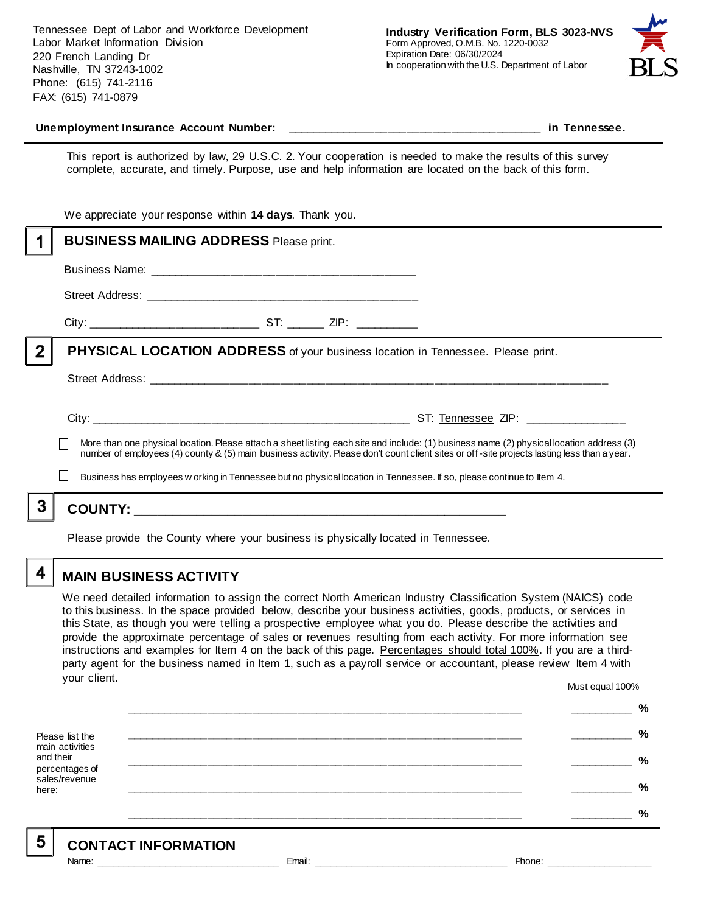Tennessee Dept of Labor and Workforce Development
Labor Market Information Division
220 French Landing Dr
Nashville, TN 37243-1002
Phone: (615) 741-2116
FAX: (615) 741-0879

**Industry Verification Form, BLS 3023-NVS**
Form Approved, O.M.B. No. 1220-0032
Expiration Date: 06/30/2024
In cooperation with the U.S. Department of Labor

**Unemployment Insurance Account Number:** ______________________________________ **in Tennessee.**

This report is authorized by law, 29 U.S.C. 2. Your cooperation is needed to make the results of this survey complete, accurate, and timely. Purpose, use and help information are located on the back of this form.

We appreciate your response within **14 days**. Thank you.

## 1 BUSINESS MAILING ADDRESS Please print.

Business Name: ________________________________________

Street Address: ________________________________________

City: _________________________ ST: ______ ZIP: _________

## 2 PHYSICAL LOCATION ADDRESS of your business location in Tennessee. Please print.

Street Address: ______________________________________________________________________

City: ______________________________________________ ST: Tennessee ZIP: _______________

☐ More than one physical location. Please attach a sheet listing each site and include: (1) business name (2) physical location address (3) number of employees (4) county & (5) main business activity. Please don't count client sites or off-site projects lasting less than a year.

☐ Business has employees working in Tennessee but no physical location in Tennessee. If so, please continue to Item 4.

## 3 COUNTY: _______________________________________________________

Please provide the County where your business is physically located in Tennessee.

## 4 MAIN BUSINESS ACTIVITY

We need detailed information to assign the correct North American Industry Classification System (NAICS) code to this business. In the space provided below, describe your business activities, goods, products, or services in this State, as though you were telling a prospective employee what you do. Please describe the activities and provide the approximate percentage of sales or revenues resulting from each activity. For more information see instructions and examples for Item 4 on the back of this page. Percentages should total 100%. If you are a third-party agent for the business named in Item 1, such as a payroll service or accountant, please review Item 4 with your client.

Must equal 100%

Please list the main activities and their percentages of sales/revenue here:

____________________________________________________________ __________ %

____________________________________________________________ __________ %

____________________________________________________________ __________ %

____________________________________________________________ __________ %

____________________________________________________________ __________ %

## 5 CONTACT INFORMATION

Name: ______________________________ Email: ________________________________ Phone: __________________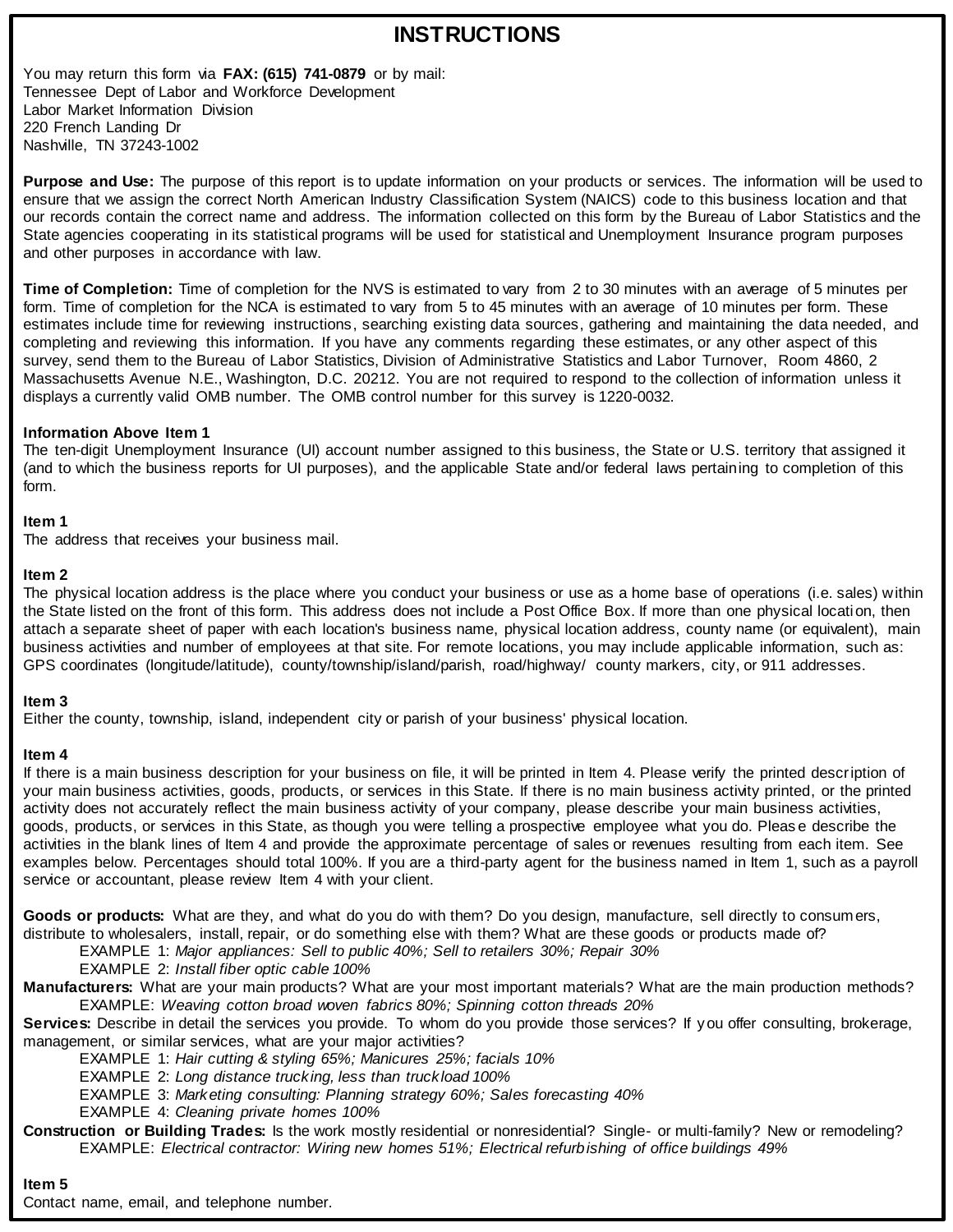# INSTRUCTIONS

You may return this form via **FAX: (615) 741-0879** or by mail:
Tennessee Dept of Labor and Workforce Development
Labor Market Information Division
220 French Landing Dr
Nashville, TN 37243-1002

**Purpose and Use:** The purpose of this report is to update information on your products or services. The information will be used to ensure that we assign the correct North American Industry Classification System (NAICS) code to this business location and that our records contain the correct name and address. The information collected on this form by the Bureau of Labor Statistics and the State agencies cooperating in its statistical programs will be used for statistical and Unemployment Insurance program purposes and other purposes in accordance with law.

**Time of Completion:** Time of completion for the NVS is estimated to vary from 2 to 30 minutes with an average of 5 minutes per form. Time of completion for the NCA is estimated to vary from 5 to 45 minutes with an average of 10 minutes per form. These estimates include time for reviewing instructions, searching existing data sources, gathering and maintaining the data needed, and completing and reviewing this information. If you have any comments regarding these estimates, or any other aspect of this survey, send them to the Bureau of Labor Statistics, Division of Administrative Statistics and Labor Turnover, Room 4860, 2 Massachusetts Avenue N.E., Washington, D.C. 20212. You are not required to respond to the collection of information unless it displays a currently valid OMB number. The OMB control number for this survey is 1220-0032.

**Information Above Item 1**
The ten-digit Unemployment Insurance (UI) account number assigned to this business, the State or U.S. territory that assigned it (and to which the business reports for UI purposes), and the applicable State and/or federal laws pertaining to completion of this form.

**Item 1**
The address that receives your business mail.

**Item 2**
The physical location address is the place where you conduct your business or use as a home base of operations (i.e. sales) within the State listed on the front of this form. This address does not include a Post Office Box. If more than one physical location, then attach a separate sheet of paper with each location's business name, physical location address, county name (or equivalent), main business activities and number of employees at that site. For remote locations, you may include applicable information, such as: GPS coordinates (longitude/latitude), county/township/island/parish, road/highway/ county markers, city, or 911 addresses.

**Item 3**
Either the county, township, island, independent city or parish of your business' physical location.

**Item 4**
If there is a main business description for your business on file, it will be printed in Item 4. Please verify the printed description of your main business activities, goods, products, or services in this State. If there is no main business activity printed, or the printed activity does not accurately reflect the main business activity of your company, please describe your main business activities, goods, products, or services in this State, as though you were telling a prospective employee what you do. Please describe the activities in the blank lines of Item 4 and provide the approximate percentage of sales or revenues resulting from each item. See examples below. Percentages should total 100%. If you are a third-party agent for the business named in Item 1, such as a payroll service or accountant, please review Item 4 with your client.

**Goods or products:** What are they, and what do you do with them? Do you design, manufacture, sell directly to consumers, distribute to wholesalers, install, repair, or do something else with them? What are these goods or products made of?
EXAMPLE 1: *Major appliances: Sell to public 40%; Sell to retailers 30%; Repair 30%*
EXAMPLE 2: *Install fiber optic cable 100%*

**Manufacturers:** What are your main products? What are your most important materials? What are the main production methods?
EXAMPLE: *Weaving cotton broad woven fabrics 80%; Spinning cotton threads 20%*

**Services:** Describe in detail the services you provide. To whom do you provide those services? If you offer consulting, brokerage, management, or similar services, what are your major activities?
EXAMPLE 1: *Hair cutting & styling 65%; Manicures 25%; facials 10%*
EXAMPLE 2: *Long distance trucking, less than truckload 100%*
EXAMPLE 3: *Marketing consulting: Planning strategy 60%; Sales forecasting 40%*
EXAMPLE 4: *Cleaning private homes 100%*

**Construction or Building Trades:** Is the work mostly residential or nonresidential? Single- or multi-family? New or remodeling?
EXAMPLE: *Electrical contractor: Wiring new homes 51%; Electrical refurbishing of office buildings 49%*

**Item 5**
Contact name, email, and telephone number.